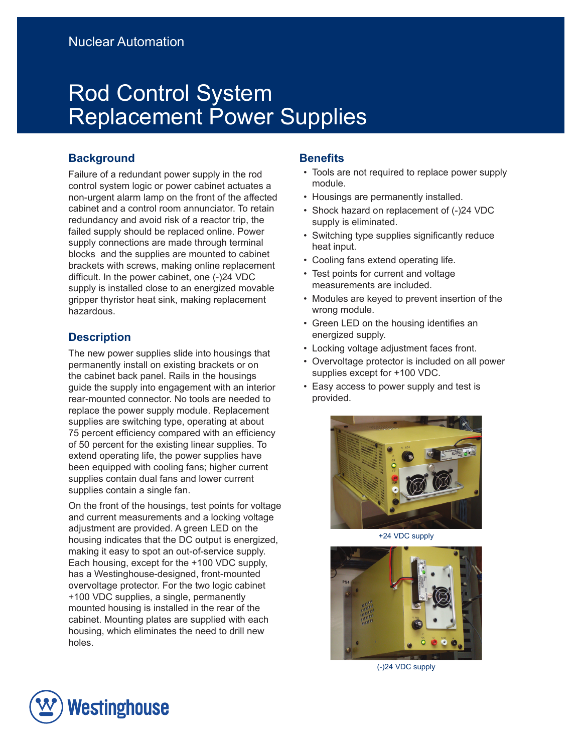Nuclear Automation

# Rod Control System Replacement Power Supplies

## Background

Failure of a redundant power supply in the rod control system logic or power cabinet actuates a non-urgent alarm lamp on the front of the affected cabinet and a control room annunciator. To retain redundancy and avoid risk of a reactor trip, the failed supply should be replaced online. Power supply connections are made through terminal blocks and the supplies are mounted to cabinet brackets with screws, making online replacement difficult. In the power cabinet, one (-)24 VDC supply is installed close to an energized movable gripper thyristor heat sink, making replacement hazardous.

## Description

The new power supplies slide into housings that permanently install on existing brackets or on the cabinet back panel. Rails in the housings guide the supply into engagement with an interior rear-mounted connector. No tools are needed to replace the power supply module. Replacement supplies are switching type, operating at about 75 percent efficiency compared with an efficiency of 50 percent for the existing linear supplies. To extend operating life, the power supplies have been equipped with cooling fans; higher current supplies contain dual fans and lower current supplies contain a single fan.

On the front of the housings, test points for voltage and current measurements and a locking voltage adjustment are provided. A green LED on the housing indicates that the DC output is energized, making it easy to spot an out-of-service supply. Each housing, except for the +100 VDC supply, has a Westinghouse-designed, front-mounted overvoltage protector. For the two logic cabinet +100 VDC supplies, a single, permanently mounted housing is installed in the rear of the cabinet. Mounting plates are supplied with each housing, which eliminates the need to drill new holes.

## Benefits

- Tools are not required to replace power supply module.
- Housings are permanently installed.
- Shock hazard on replacement of (-)24 VDC supply is eliminated.
- Switching type supplies significantly reduce heat input.
- Cooling fans extend operating life.
- Test points for current and voltage measurements are included.
- Modules are keyed to prevent insertion of the wrong module.
- Green LED on the housing identifies an energized supply.
- Locking voltage adjustment faces front.
- Overvoltage protector is included on all power supplies except for +100 VDC.
- Easy access to power supply and test is provided.

+24 VDC supply

(-)24 VDC supply

Westinghouse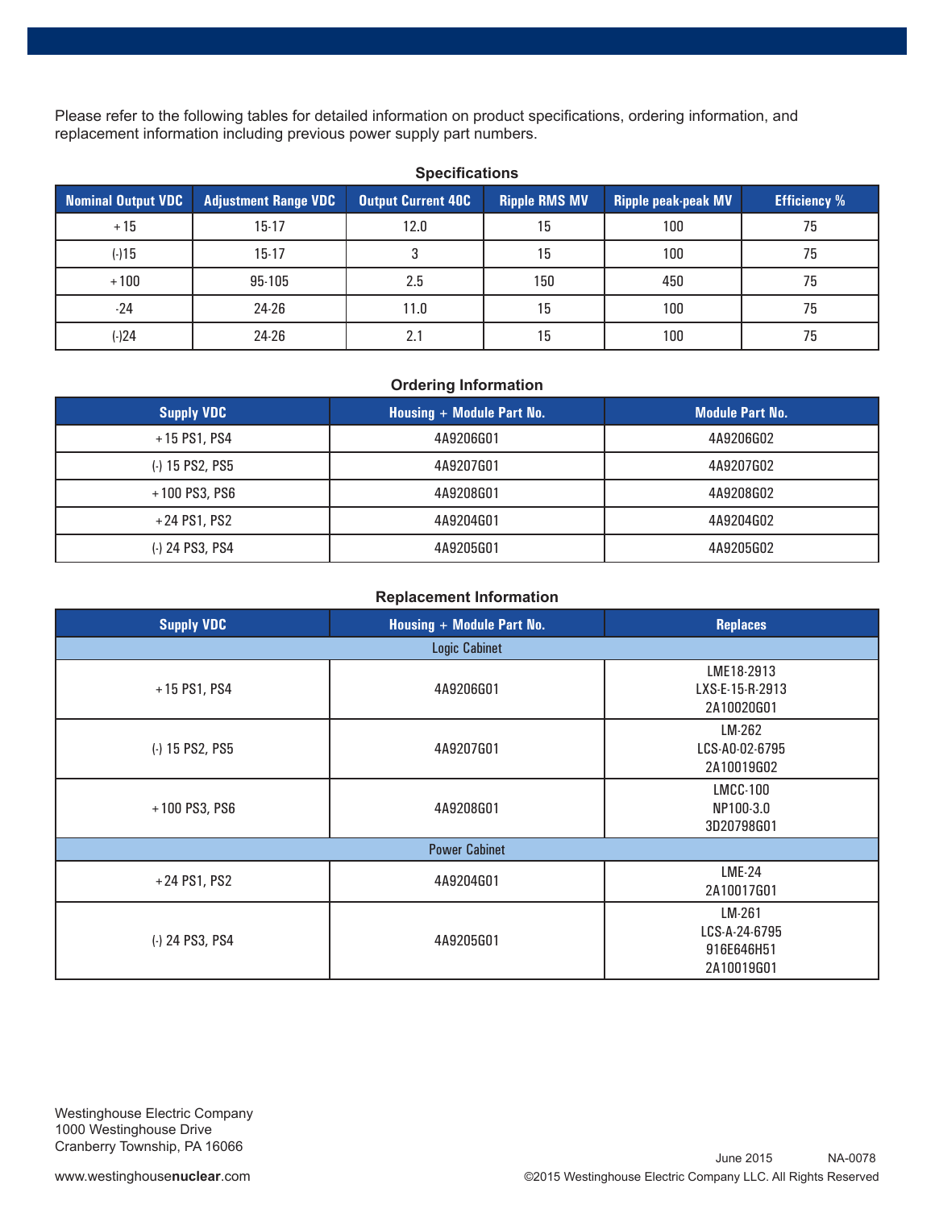Please refer to the following tables for detailed information on product specifications, ordering information, and replacement information including previous power supply part numbers.

### Specifications

| Nominal Output VDC | Adjustment Range VDC | Output Current 40C | Ripple RMS MV | Ripple peak-peak MV | Efficiency % |
|---|---|---|---|---|---|
| +15 | 15-17 | 12.0 | 15 | 100 | 75 |
| (-)15 | 15-17 | 3 | 15 | 100 | 75 |
| +100 | 95-105 | 2.5 | 150 | 450 | 75 |
| -24 | 24-26 | 11.0 | 15 | 100 | 75 |
| (-)24 | 24-26 | 2.1 | 15 | 100 | 75 |

### Ordering Information

| Supply VDC | Housing + Module Part No. | Module Part No. |
|---|---|---|
| +15 PS1, PS4 | 4A9206G01 | 4A9206G02 |
| (-) 15 PS2, PS5 | 4A9207G01 | 4A9207G02 |
| +100 PS3, PS6 | 4A9208G01 | 4A9208G02 |
| +24 PS1, PS2 | 4A9204G01 | 4A9204G02 |
| (-) 24 PS3, PS4 | 4A9205G01 | 4A9205G02 |

### Replacement Information

| Supply VDC | Housing + Module Part No. | Replaces |
|---|---|---|
| Logic Cabinet | | |
| +15 PS1, PS4 | 4A9206G01 | LME18-2913<br>LXS-E-15-R-2913<br>2A10020G01 |
| (-) 15 PS2, PS5 | 4A9207G01 | LM-262<br>LCS-A0-02-6795<br>2A10019G02 |
| +100 PS3, PS6 | 4A9208G01 | LMCC-100<br>NP100-3.0<br>3D20798G01 |
| Power Cabinet | | |
| +24 PS1, PS2 | 4A9204G01 | LME-24<br>2A10017G01 |
| (-) 24 PS3, PS4 | 4A9205G01 | LM-261<br>LCS-A-24-6795<br>916E646H51<br>2A10019G01 |

Westinghouse Electric Company
1000 Westinghouse Drive
Cranberry Township, PA 16066

www.westinghouse**nuclear**.com

June 2015 NA-0078

©2015 Westinghouse Electric Company LLC. All Rights Reserved